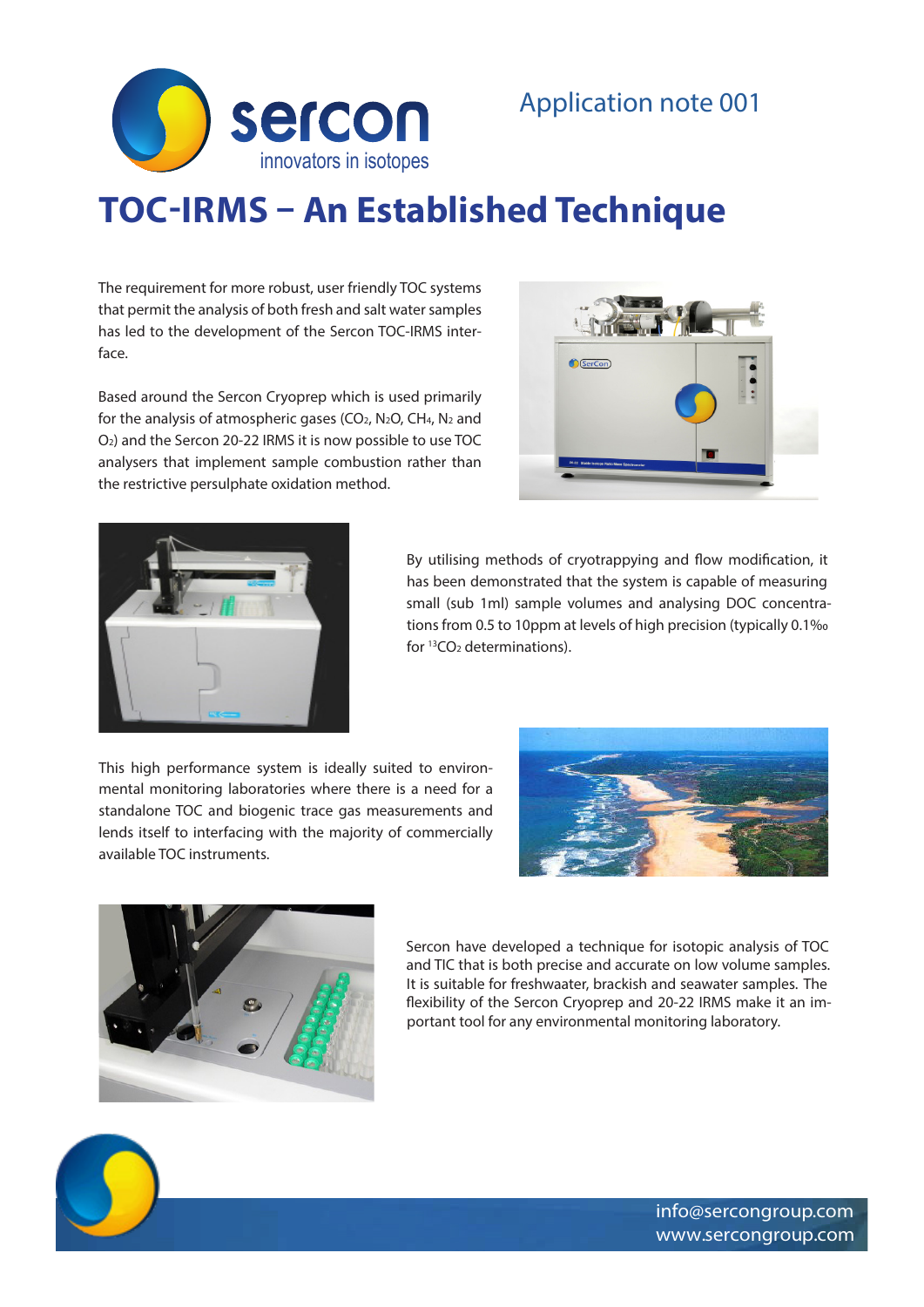sercon
innovators in isotopes

Application note 001

# TOC-IRMS – An Established Technique

The requirement for more robust, user friendly TOC systems that permit the analysis of both fresh and salt water samples has led to the development of the Sercon TOC-IRMS interface.

Based around the Sercon Cryoprep which is used primarily for the analysis of atmospheric gases ($CO_2$, $N_2O$, $CH_4$, $N_2$ and $O_2$) and the Sercon 20-22 IRMS it is now possible to use TOC analysers that implement sample combustion rather than the restrictive persulphate oxidation method.

By utilising methods of cryotrapping and flow modification, it has been demonstrated that the system is capable of measuring small (sub 1ml) sample volumes and analysing DOC concentrations from 0.5 to 10ppm at levels of high precision (typically 0.1‰ for $^{13}CO_2$ determinations).

This high performance system is ideally suited to environmental monitoring laboratories where there is a need for a standalone TOC and biogenic trace gas measurements and lends itself to interfacing with the majority of commercially available TOC instruments.

Sercon have developed a technique for isotopic analysis of TOC and TIC that is both precise and accurate on low volume samples. It is suitable for freshwaater, brackish and seawater samples. The flexibility of the Sercon Cryoprep and 20-22 IRMS make it an important tool for any environmental monitoring laboratory.

info@sercongroup.com
www.sercongroup.com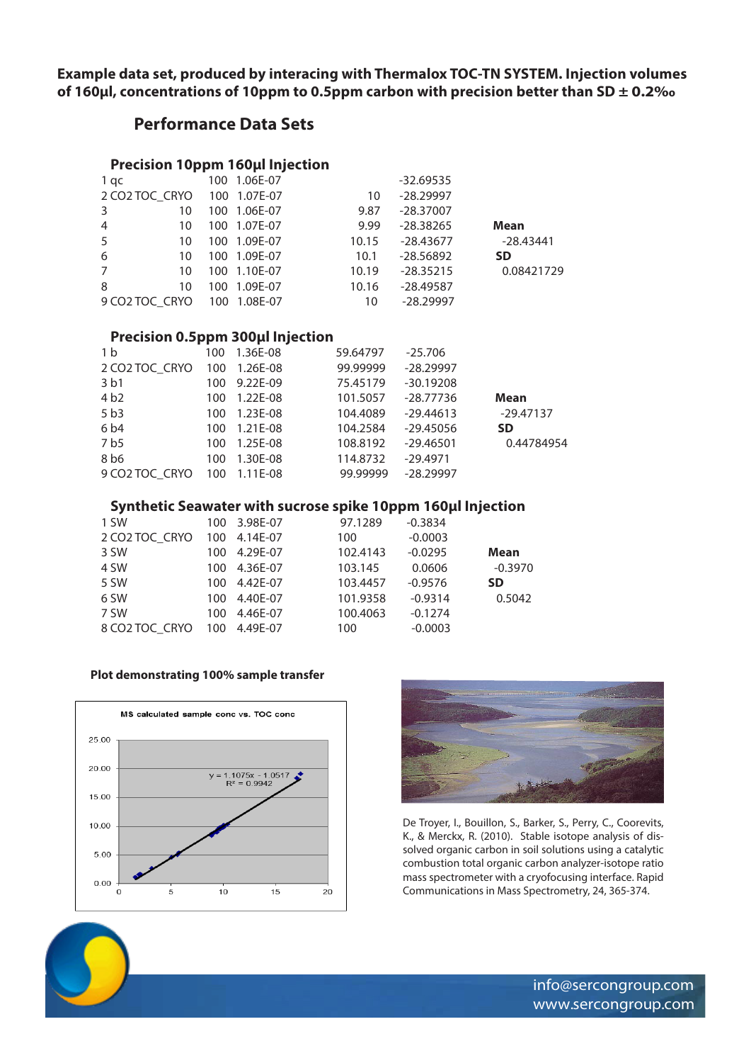**Example data set, produced by interacing with Thermalox TOC-TN SYSTEM. Injection volumes of 160µl, concentrations of 10ppm to 0.5ppm carbon with precision better than SD ± 0.2‰**

## Performance Data Sets

### Precision 10ppm 160µl Injection

| | | | | | | |
|---|---|---|---|---|---|---|
| 1 qc | | 100 | 1.06E-07 | | -32.69535 | |
| 2 CO2 TOC_CRYO | | 100 | 1.07E-07 | 10 | -28.29997 | |
| 3 | 10 | 100 | 1.06E-07 | 9.87 | -28.37007 | |
| 4 | 10 | 100 | 1.07E-07 | 9.99 | -28.38265 | **Mean** |
| 5 | 10 | 100 | 1.09E-07 | 10.15 | -28.43677 | -28.43441 |
| 6 | 10 | 100 | 1.09E-07 | 10.1 | -28.56892 | **SD** |
| 7 | 10 | 100 | 1.10E-07 | 10.19 | -28.35215 | 0.08421729 |
| 8 | 10 | 100 | 1.09E-07 | 10.16 | -28.49587 | |
| 9 CO2 TOC_CRYO | | 100 | 1.08E-07 | 10 | -28.29997 | |

### Precision 0.5ppm 300µl Injection

| | | | | | |
|---|---|---|---|---|---|
| 1 b | 100 | 1.36E-08 | 59.64797 | -25.706 | |
| 2 CO2 TOC_CRYO | 100 | 1.26E-08 | 99.99999 | -28.29997 | |
| 3 b1 | 100 | 9.22E-09 | 75.45179 | -30.19208 | |
| 4 b2 | 100 | 1.22E-08 | 101.5057 | -28.77736 | **Mean** |
| 5 b3 | 100 | 1.23E-08 | 104.4089 | -29.44613 | -29.47137 |
| 6 b4 | 100 | 1.21E-08 | 104.2584 | -29.45056 | **SD** |
| 7 b5 | 100 | 1.25E-08 | 108.8192 | -29.46501 | 0.44784954 |
| 8 b6 | 100 | 1.30E-08 | 114.8732 | -29.4971 | |
| 9 CO2 TOC_CRYO | 100 | 1.11E-08 | 99.99999 | -28.29997 | |

### Synthetic Seawater with sucrose spike 10ppm 160µl Injection

| | | | | | |
|---|---|---|---|---|---|
| 1 SW | 100 | 3.98E-07 | 97.1289 | -0.3834 | |
| 2 CO2 TOC_CRYO | 100 | 4.14E-07 | 100 | -0.0003 | |
| 3 SW | 100 | 4.29E-07 | 102.4143 | -0.0295 | **Mean** |
| 4 SW | 100 | 4.36E-07 | 103.145 | 0.0606 | -0.3970 |
| 5 SW | 100 | 4.42E-07 | 103.4457 | -0.9576 | **SD** |
| 6 SW | 100 | 4.40E-07 | 101.9358 | -0.9314 | 0.5042 |
| 7 SW | 100 | 4.46E-07 | 100.4063 | -0.1274 | |
| 8 CO2 TOC_CRYO | 100 | 4.49E-07 | 100 | -0.0003 | |

**Plot demonstrating 100% sample transfer**

MS calculated sample conc vs. TOC conc

y = 1.1075x - 1.0517
$R^2$ = 0.9942

25.00
20.00
15.00
10.00
5.00
0.00

0 5 10 15 20

De Troyer, I., Bouillon, S., Barker, S., Perry, C., Coorevits, K., & Merckx, R. (2010). Stable isotope analysis of dissolved organic carbon in soil solutions using a catalytic combustion total organic carbon analyzer-isotope ratio mass spectrometer with a cryofocusing interface. Rapid Communications in Mass Spectrometry, 24, 365-374.

info@sercongroup.com
www.sercongroup.com